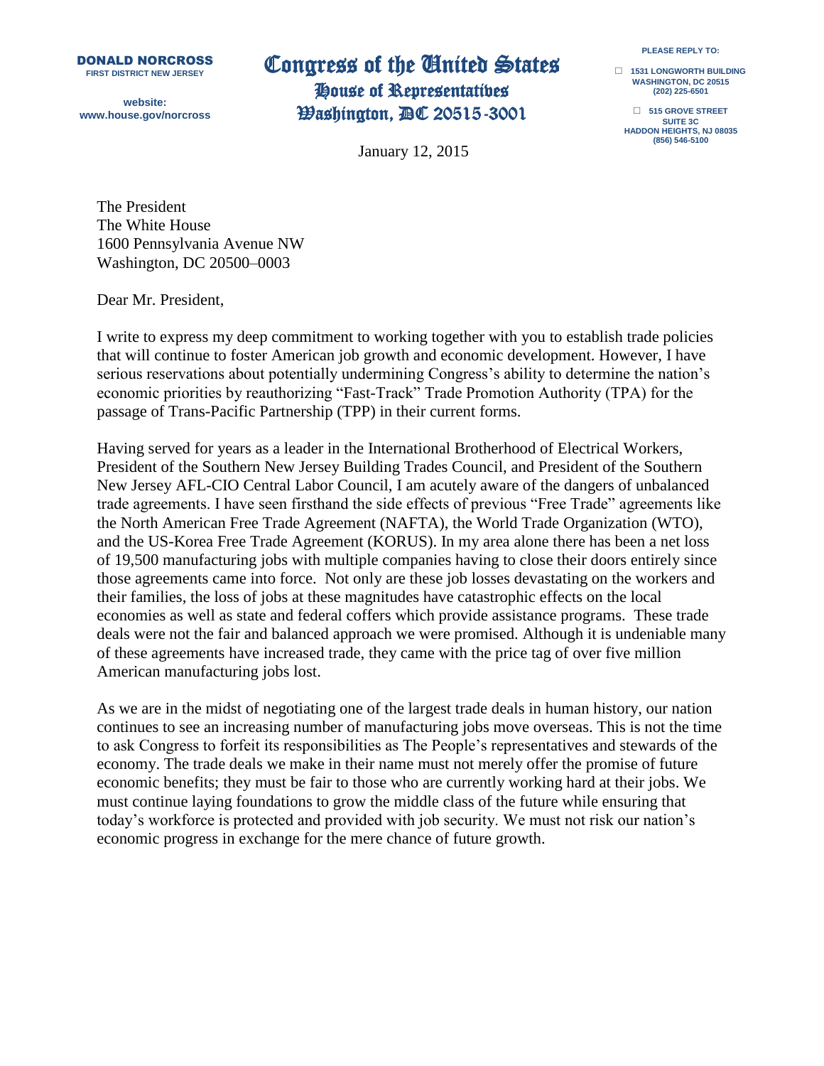**DONALD NORCROSS**
FIRST DISTRICT NEW JERSEY

website:
www.house.gov/norcross

# Congress of the United States
## House of Representatives
## Washington, DC 20515-3001

PLEASE REPLY TO:

☐ 1531 LONGWORTH BUILDING
WASHINGTON, DC 20515
(202) 225-6501

☐ 515 GROVE STREET
SUITE 3C
HADDON HEIGHTS, NJ 08035
(856) 546-5100

January 12, 2015

The President
The White House
1600 Pennsylvania Avenue NW
Washington, DC 20500–0003

Dear Mr. President,

I write to express my deep commitment to working together with you to establish trade policies that will continue to foster American job growth and economic development. However, I have serious reservations about potentially undermining Congress's ability to determine the nation's economic priorities by reauthorizing "Fast-Track" Trade Promotion Authority (TPA) for the passage of Trans-Pacific Partnership (TPP) in their current forms.

Having served for years as a leader in the International Brotherhood of Electrical Workers, President of the Southern New Jersey Building Trades Council, and President of the Southern New Jersey AFL-CIO Central Labor Council, I am acutely aware of the dangers of unbalanced trade agreements. I have seen firsthand the side effects of previous "Free Trade" agreements like the North American Free Trade Agreement (NAFTA), the World Trade Organization (WTO), and the US-Korea Free Trade Agreement (KORUS). In my area alone there has been a net loss of 19,500 manufacturing jobs with multiple companies having to close their doors entirely since those agreements came into force. Not only are these job losses devastating on the workers and their families, the loss of jobs at these magnitudes have catastrophic effects on the local economies as well as state and federal coffers which provide assistance programs. These trade deals were not the fair and balanced approach we were promised. Although it is undeniable many of these agreements have increased trade, they came with the price tag of over five million American manufacturing jobs lost.

As we are in the midst of negotiating one of the largest trade deals in human history, our nation continues to see an increasing number of manufacturing jobs move overseas. This is not the time to ask Congress to forfeit its responsibilities as The People's representatives and stewards of the economy. The trade deals we make in their name must not merely offer the promise of future economic benefits; they must be fair to those who are currently working hard at their jobs. We must continue laying foundations to grow the middle class of the future while ensuring that today's workforce is protected and provided with job security. We must not risk our nation's economic progress in exchange for the mere chance of future growth.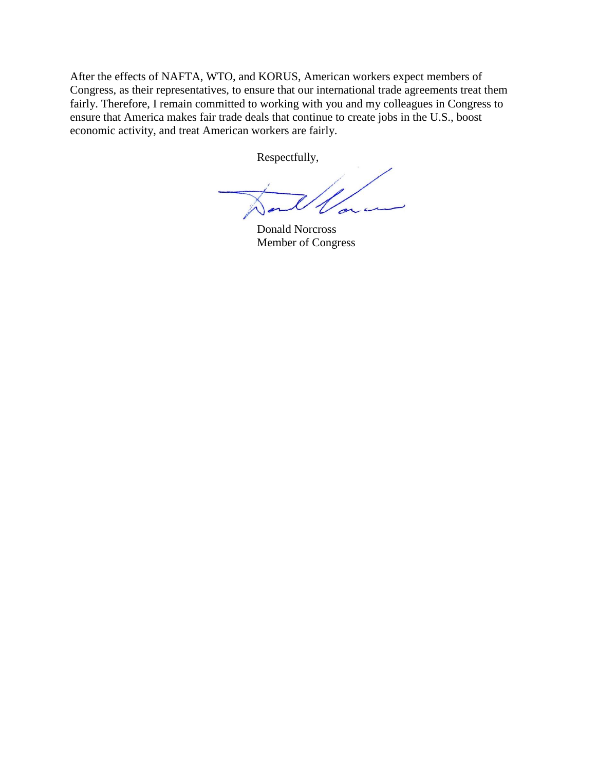After the effects of NAFTA, WTO, and KORUS, American workers expect members of Congress, as their representatives, to ensure that our international trade agreements treat them fairly. Therefore, I remain committed to working with you and my colleagues in Congress to ensure that America makes fair trade deals that continue to create jobs in the U.S., boost economic activity, and treat American workers are fairly.

Respectfully,

Donald Norcross
Member of Congress